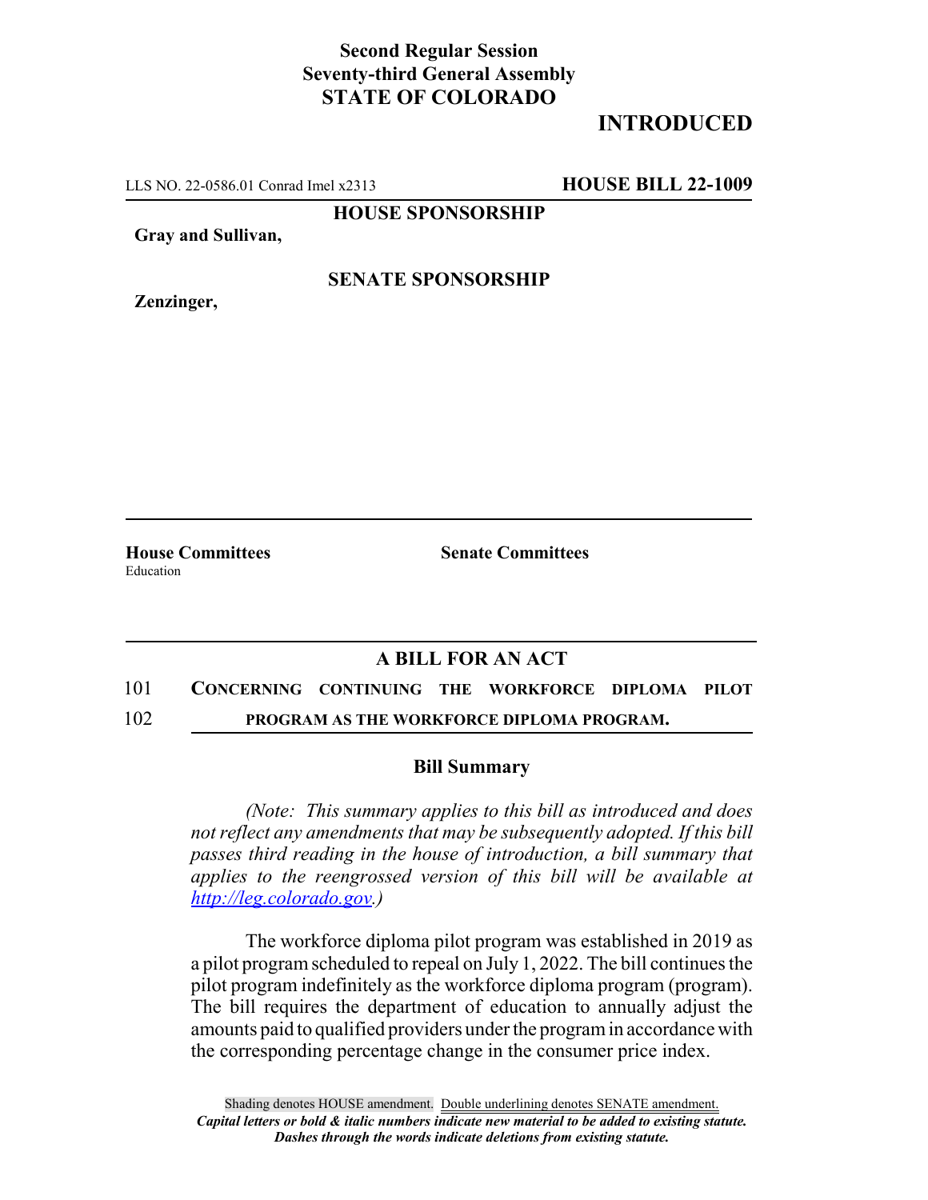**Second Regular Session**
**Seventy-third General Assembly**
**STATE OF COLORADO**

# INTRODUCED

LLS NO. 22-0586.01 Conrad Imel x2313 **HOUSE BILL 22-1009**

**HOUSE SPONSORSHIP**

**Gray and Sullivan,**

**SENATE SPONSORSHIP**

**Zenzinger,**

**House Committees**
Education

**Senate Committees**

## A BILL FOR AN ACT

101 **CONCERNING CONTINUING THE WORKFORCE DIPLOMA PILOT**
102 **PROGRAM AS THE WORKFORCE DIPLOMA PROGRAM.**

### Bill Summary

*(Note: This summary applies to this bill as introduced and does not reflect any amendments that may be subsequently adopted. If this bill passes third reading in the house of introduction, a bill summary that applies to the reengrossed version of this bill will be available at http://leg.colorado.gov.)*

The workforce diploma pilot program was established in 2019 as a pilot program scheduled to repeal on July 1, 2022. The bill continues the pilot program indefinitely as the workforce diploma program (program). The bill requires the department of education to annually adjust the amounts paid to qualified providers under the program in accordance with the corresponding percentage change in the consumer price index.

Shading denotes HOUSE amendment. Double underlining denotes SENATE amendment.
*Capital letters or bold & italic numbers indicate new material to be added to existing statute.*
*Dashes through the words indicate deletions from existing statute.*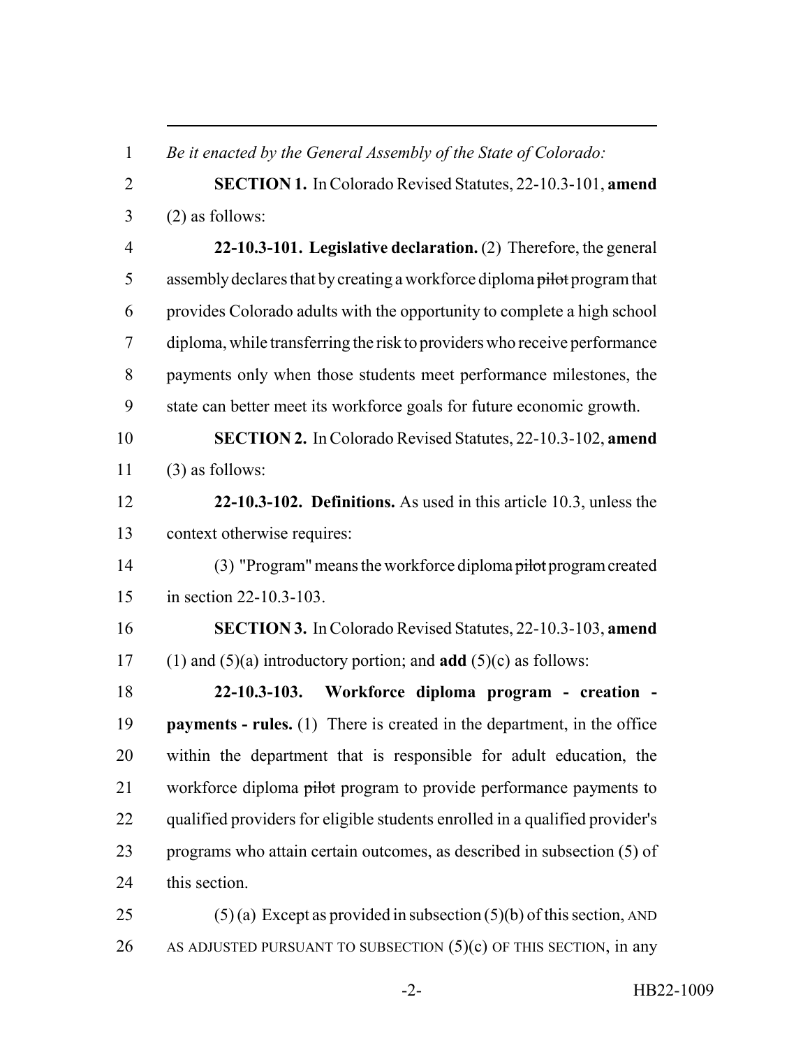*Be it enacted by the General Assembly of the State of Colorado:*

**SECTION 1.** In Colorado Revised Statutes, 22-10.3-101, **amend** (2) as follows:

**22-10.3-101. Legislative declaration.** (2) Therefore, the general assembly declares that by creating a workforce diploma ~~pilot~~ program that provides Colorado adults with the opportunity to complete a high school diploma, while transferring the risk to providers who receive performance payments only when those students meet performance milestones, the state can better meet its workforce goals for future economic growth.

**SECTION 2.** In Colorado Revised Statutes, 22-10.3-102, **amend** (3) as follows:

**22-10.3-102. Definitions.** As used in this article 10.3, unless the context otherwise requires:

(3) "Program" means the workforce diploma ~~pilot~~ program created in section 22-10.3-103.

**SECTION 3.** In Colorado Revised Statutes, 22-10.3-103, **amend** (1) and (5)(a) introductory portion; and **add** (5)(c) as follows:

**22-10.3-103. Workforce diploma program - creation - payments - rules.** (1) There is created in the department, in the office within the department that is responsible for adult education, the workforce diploma ~~pilot~~ program to provide performance payments to qualified providers for eligible students enrolled in a qualified provider's programs who attain certain outcomes, as described in subsection (5) of this section.

(5) (a) Except as provided in subsection (5)(b) of this section, AND AS ADJUSTED PURSUANT TO SUBSECTION (5)(c) OF THIS SECTION, in any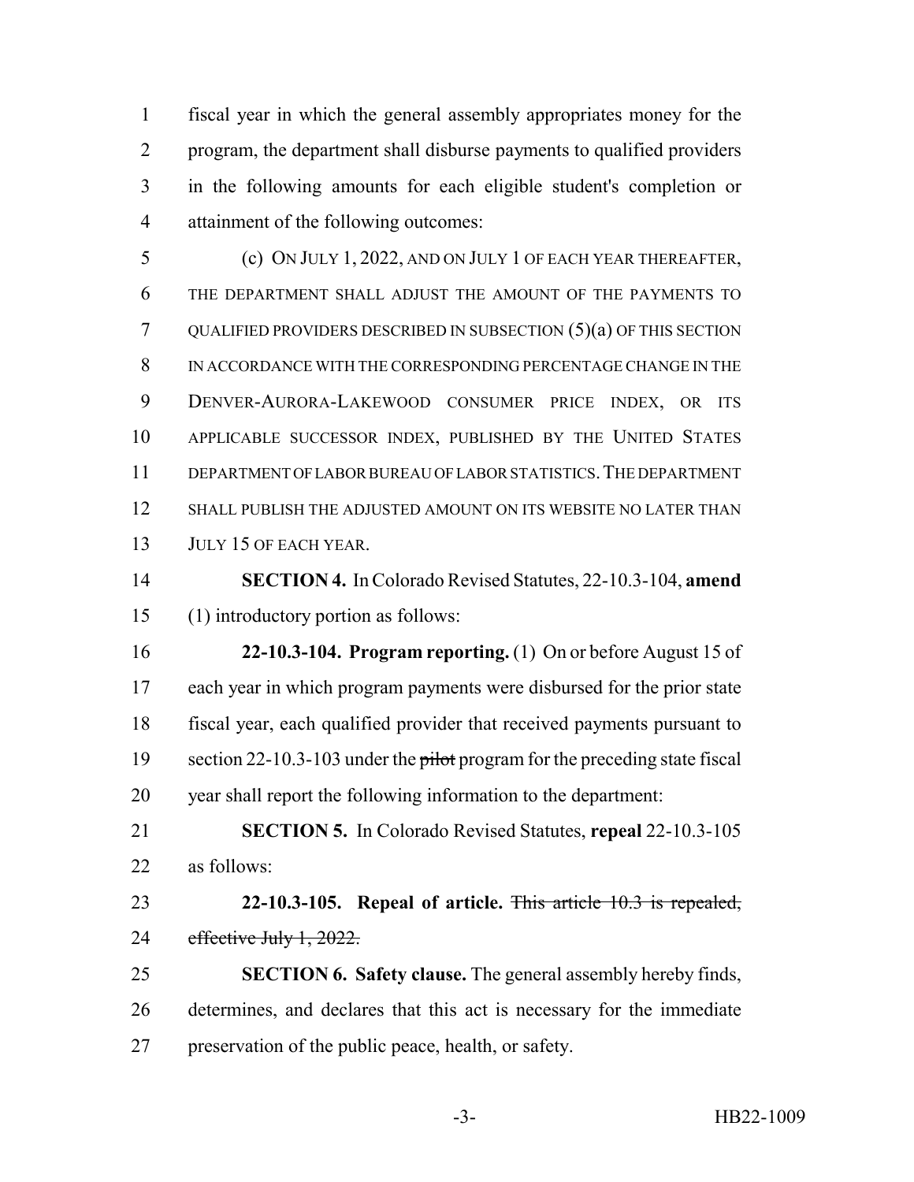fiscal year in which the general assembly appropriates money for the program, the department shall disburse payments to qualified providers in the following amounts for each eligible student's completion or attainment of the following outcomes:

(c) ON JULY 1, 2022, AND ON JULY 1 OF EACH YEAR THEREAFTER, THE DEPARTMENT SHALL ADJUST THE AMOUNT OF THE PAYMENTS TO QUALIFIED PROVIDERS DESCRIBED IN SUBSECTION (5)(a) OF THIS SECTION IN ACCORDANCE WITH THE CORRESPONDING PERCENTAGE CHANGE IN THE DENVER-AURORA-LAKEWOOD CONSUMER PRICE INDEX, OR ITS APPLICABLE SUCCESSOR INDEX, PUBLISHED BY THE UNITED STATES DEPARTMENT OF LABOR BUREAU OF LABOR STATISTICS. THE DEPARTMENT SHALL PUBLISH THE ADJUSTED AMOUNT ON ITS WEBSITE NO LATER THAN JULY 15 OF EACH YEAR.

**SECTION 4.** In Colorado Revised Statutes, 22-10.3-104, **amend** (1) introductory portion as follows:

**22-10.3-104. Program reporting.** (1) On or before August 15 of each year in which program payments were disbursed for the prior state fiscal year, each qualified provider that received payments pursuant to section 22-10.3-103 under the ~~pilot~~ program for the preceding state fiscal year shall report the following information to the department:

**SECTION 5.** In Colorado Revised Statutes, **repeal** 22-10.3-105 as follows:

**22-10.3-105. Repeal of article.** ~~This article 10.3 is repealed, effective July 1, 2022.~~

**SECTION 6. Safety clause.** The general assembly hereby finds, determines, and declares that this act is necessary for the immediate preservation of the public peace, health, or safety.